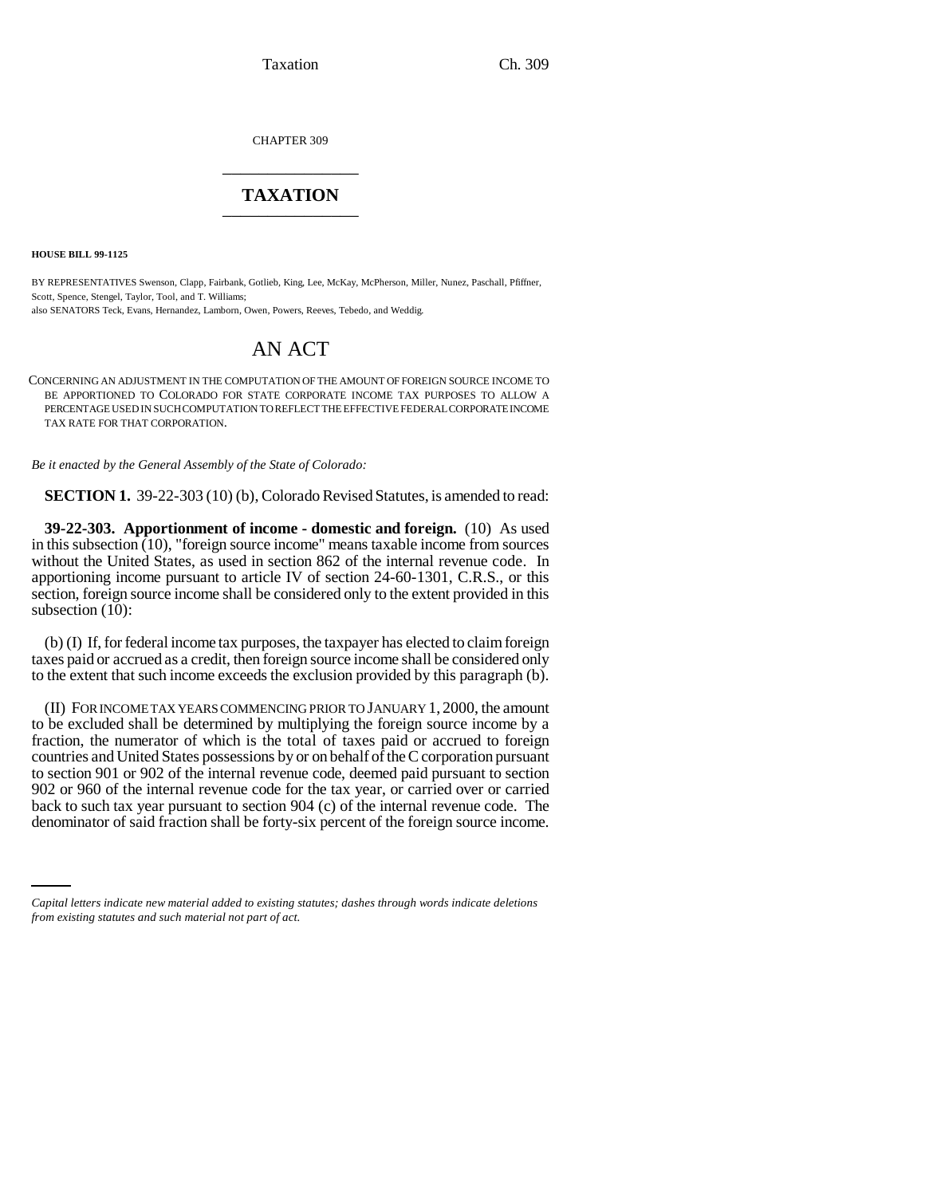CHAPTER 309

# TAXATION

**HOUSE BILL 99-1125**

BY REPRESENTATIVES Swenson, Clapp, Fairbank, Gotlieb, King, Lee, McKay, McPherson, Miller, Nunez, Paschall, Pfiffner, Scott, Spence, Stengel, Taylor, Tool, and T. Williams;
also SENATORS Teck, Evans, Hernandez, Lamborn, Owen, Powers, Reeves, Tebedo, and Weddig.

# AN ACT

CONCERNING AN ADJUSTMENT IN THE COMPUTATION OF THE AMOUNT OF FOREIGN SOURCE INCOME TO BE APPORTIONED TO COLORADO FOR STATE CORPORATE INCOME TAX PURPOSES TO ALLOW A PERCENTAGE USED IN SUCH COMPUTATION TO REFLECT THE EFFECTIVE FEDERAL CORPORATE INCOME TAX RATE FOR THAT CORPORATION.

*Be it enacted by the General Assembly of the State of Colorado:*

**SECTION 1.** 39-22-303 (10) (b), Colorado Revised Statutes, is amended to read:

**39-22-303. Apportionment of income - domestic and foreign.** (10) As used in this subsection (10), "foreign source income" means taxable income from sources without the United States, as used in section 862 of the internal revenue code. In apportioning income pursuant to article IV of section 24-60-1301, C.R.S., or this section, foreign source income shall be considered only to the extent provided in this subsection (10):

(b) (I) If, for federal income tax purposes, the taxpayer has elected to claim foreign taxes paid or accrued as a credit, then foreign source income shall be considered only to the extent that such income exceeds the exclusion provided by this paragraph (b).

(II) FOR INCOME TAX YEARS COMMENCING PRIOR TO JANUARY 1, 2000, the amount to be excluded shall be determined by multiplying the foreign source income by a fraction, the numerator of which is the total of taxes paid or accrued to foreign countries and United States possessions by or on behalf of the C corporation pursuant to section 901 or 902 of the internal revenue code, deemed paid pursuant to section 902 or 960 of the internal revenue code for the tax year, or carried over or carried back to such tax year pursuant to section 904 (c) of the internal revenue code. The denominator of said fraction shall be forty-six percent of the foreign source income.

*Capital letters indicate new material added to existing statutes; dashes through words indicate deletions from existing statutes and such material not part of act.*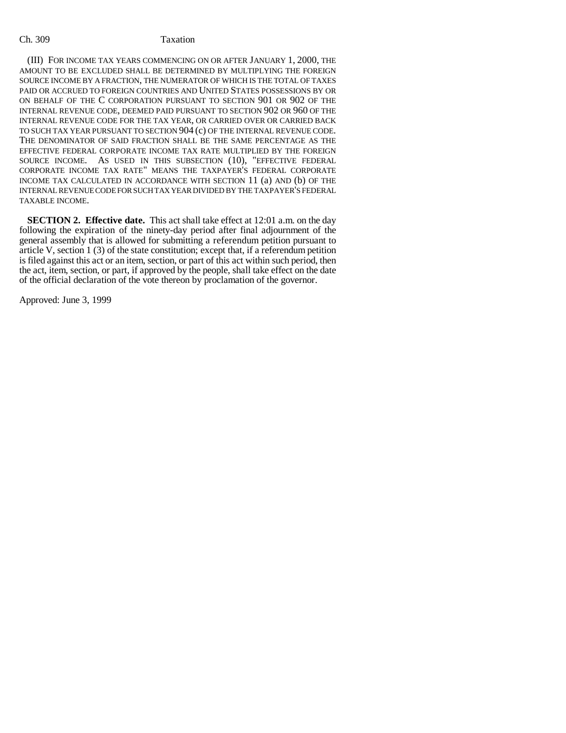(III) FOR INCOME TAX YEARS COMMENCING ON OR AFTER JANUARY 1, 2000, THE AMOUNT TO BE EXCLUDED SHALL BE DETERMINED BY MULTIPLYING THE FOREIGN SOURCE INCOME BY A FRACTION, THE NUMERATOR OF WHICH IS THE TOTAL OF TAXES PAID OR ACCRUED TO FOREIGN COUNTRIES AND UNITED STATES POSSESSIONS BY OR ON BEHALF OF THE C CORPORATION PURSUANT TO SECTION 901 OR 902 OF THE INTERNAL REVENUE CODE, DEEMED PAID PURSUANT TO SECTION 902 OR 960 OF THE INTERNAL REVENUE CODE FOR THE TAX YEAR, OR CARRIED OVER OR CARRIED BACK TO SUCH TAX YEAR PURSUANT TO SECTION 904 (c) OF THE INTERNAL REVENUE CODE. THE DENOMINATOR OF SAID FRACTION SHALL BE THE SAME PERCENTAGE AS THE EFFECTIVE FEDERAL CORPORATE INCOME TAX RATE MULTIPLIED BY THE FOREIGN SOURCE INCOME. AS USED IN THIS SUBSECTION (10), "EFFECTIVE FEDERAL CORPORATE INCOME TAX RATE" MEANS THE TAXPAYER'S FEDERAL CORPORATE INCOME TAX CALCULATED IN ACCORDANCE WITH SECTION 11 (a) AND (b) OF THE INTERNAL REVENUE CODE FOR SUCH TAX YEAR DIVIDED BY THE TAXPAYER'S FEDERAL TAXABLE INCOME.

**SECTION 2. Effective date.** This act shall take effect at 12:01 a.m. on the day following the expiration of the ninety-day period after final adjournment of the general assembly that is allowed for submitting a referendum petition pursuant to article V, section 1 (3) of the state constitution; except that, if a referendum petition is filed against this act or an item, section, or part of this act within such period, then the act, item, section, or part, if approved by the people, shall take effect on the date of the official declaration of the vote thereon by proclamation of the governor.

Approved: June 3, 1999